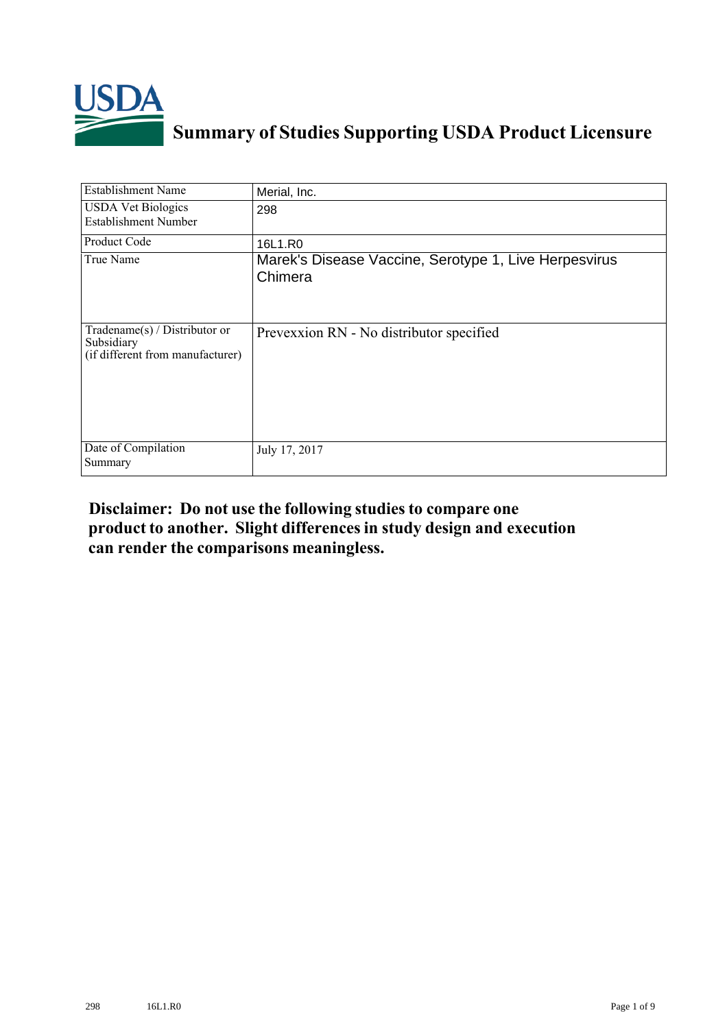# Summary of Studies Supporting USDA Product Licensure

| Establishment Name | Merial, Inc. |
|---|---|
| USDA Vet Biologics Establishment Number | 298 |
| Product Code | 16L1.R0 |
| True Name | Marek's Disease Vaccine, Serotype 1, Live Herpesvirus Chimera |
| Tradename(s) / Distributor or Subsidiary (if different from manufacturer) | Prevexxion RN - No distributor specified |
| Date of Compilation Summary | July 17, 2017 |

**Disclaimer: Do not use the following studies to compare one product to another. Slight differences in study design and execution can render the comparisons meaningless.**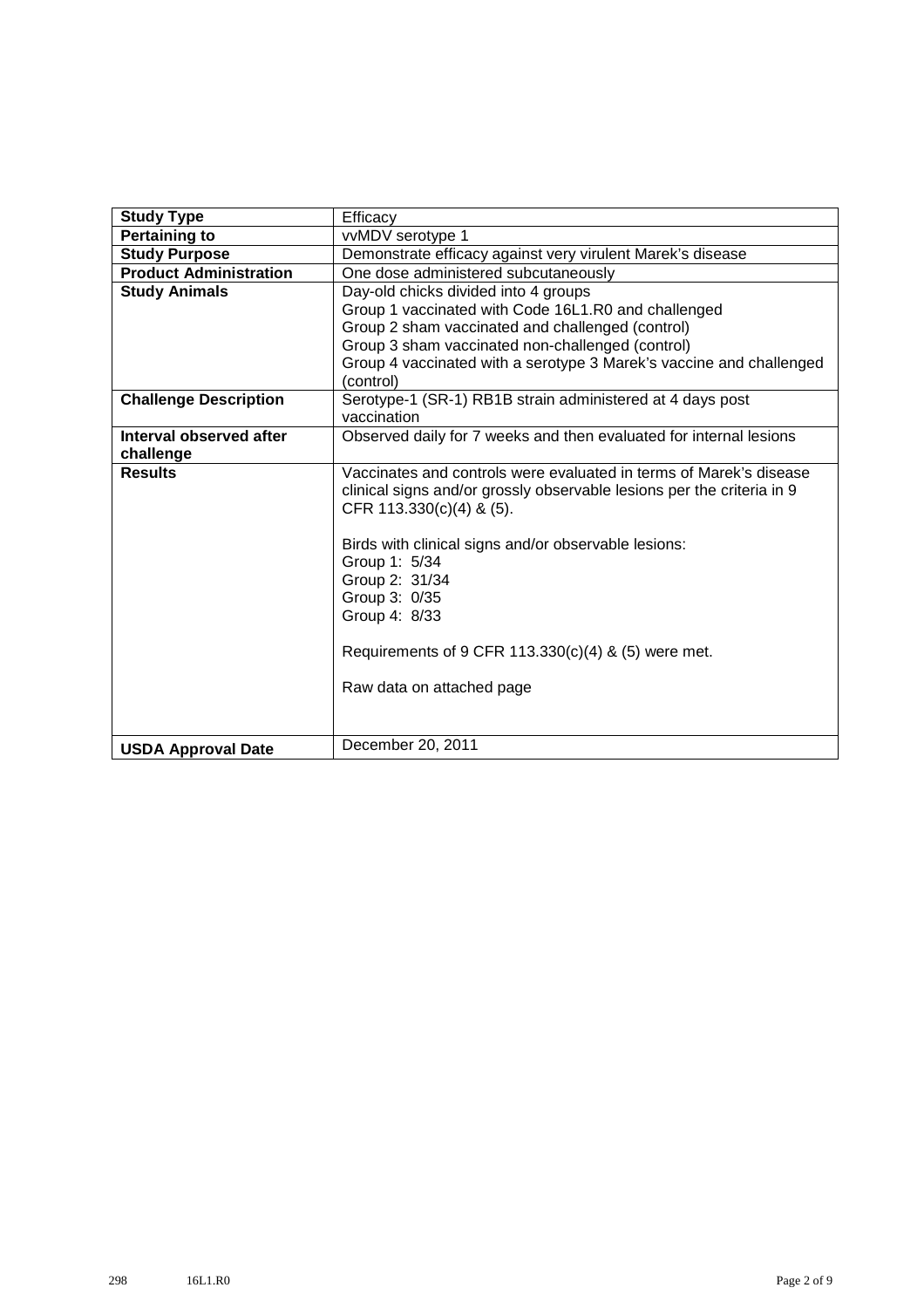| **Study Type** | Efficacy |
|---|---|
| **Pertaining to** | vvMDV serotype 1 |
| **Study Purpose** | Demonstrate efficacy against very virulent Marek's disease |
| **Product Administration** | One dose administered subcutaneously |
| **Study Animals** | Day-old chicks divided into 4 groups<br>Group 1 vaccinated with Code 16L1.R0 and challenged<br>Group 2 sham vaccinated and challenged (control)<br>Group 3 sham vaccinated non-challenged (control)<br>Group 4 vaccinated with a serotype 3 Marek's vaccine and challenged (control) |
| **Challenge Description** | Serotype-1 (SR-1) RB1B strain administered at 4 days post vaccination |
| **Interval observed after challenge** | Observed daily for 7 weeks and then evaluated for internal lesions |
| **Results** | Vaccinates and controls were evaluated in terms of Marek's disease clinical signs and/or grossly observable lesions per the criteria in 9 CFR 113.330(c)(4) & (5).<br><br>Birds with clinical signs and/or observable lesions:<br>Group 1: 5/34<br>Group 2: 31/34<br>Group 3: 0/35<br>Group 4: 8/33<br><br>Requirements of 9 CFR 113.330(c)(4) & (5) were met.<br><br>Raw data on attached page |
| **USDA Approval Date** | December 20, 2011 |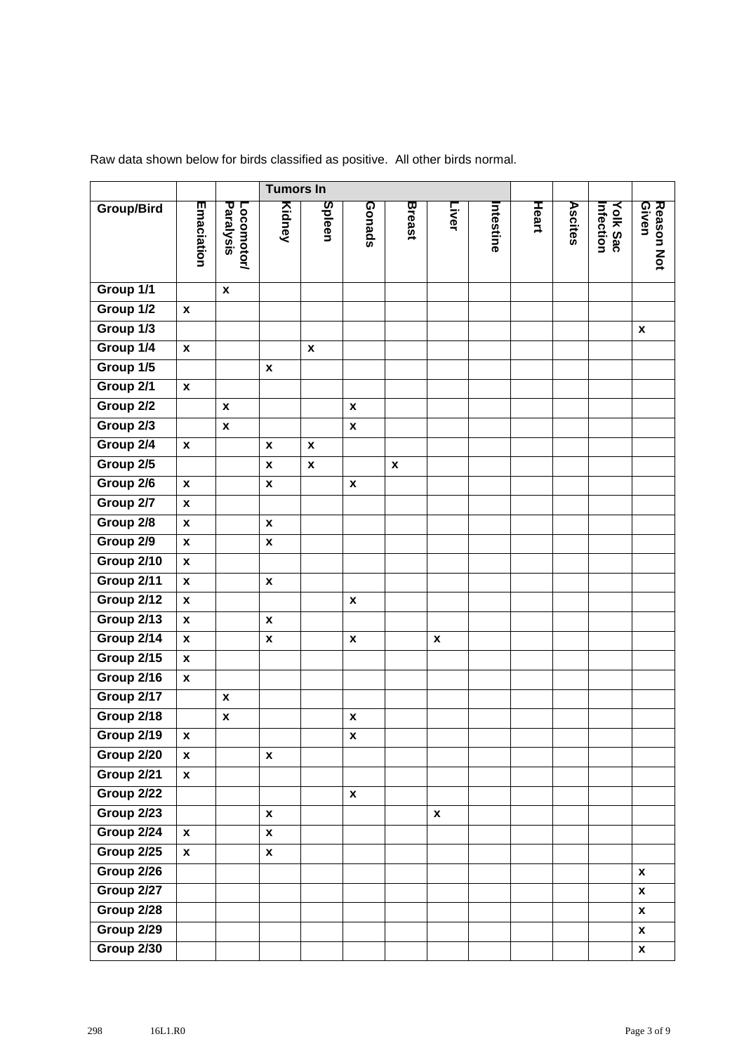Raw data shown below for birds classified as positive. All other birds normal.

| | | | Tumors In | | | | | | | | | |
|---|---|---|---|---|---|---|---|---|---|---|---|---|
| **Group/Bird** | **Emaciation** | **Locomotor/ Paralysis** | **Kidney** | **Spleen** | **Gonads** | **Breast** | **Liver** | **Intestine** | **Heart** | **Ascites** | **Yolk Sac Infection** | **Reason Not Given** |
| Group 1/1 | | x | | | | | | | | | | |
| Group 1/2 | x | | | | | | | | | | | |
| Group 1/3 | | | | | | | | | | | | x |
| Group 1/4 | x | | | x | | | | | | | | |
| Group 1/5 | | | x | | | | | | | | | |
| Group 2/1 | x | | | | | | | | | | | |
| Group 2/2 | | x | | | x | | | | | | | |
| Group 2/3 | | x | | | x | | | | | | | |
| Group 2/4 | x | | x | x | | | | | | | | |
| Group 2/5 | | | x | x | | x | | | | | | |
| Group 2/6 | x | | x | | x | | | | | | | |
| Group 2/7 | x | | | | | | | | | | | |
| Group 2/8 | x | | x | | | | | | | | | |
| Group 2/9 | x | | x | | | | | | | | | |
| Group 2/10 | x | | | | | | | | | | | |
| Group 2/11 | x | | x | | | | | | | | | |
| Group 2/12 | x | | | | x | | | | | | | |
| Group 2/13 | x | | x | | | | | | | | | |
| Group 2/14 | x | | x | | x | | x | | | | | |
| Group 2/15 | x | | | | | | | | | | | |
| Group 2/16 | x | | | | | | | | | | | |
| Group 2/17 | | x | | | | | | | | | | |
| Group 2/18 | | x | | | x | | | | | | | |
| Group 2/19 | x | | | | x | | | | | | | |
| Group 2/20 | x | | x | | | | | | | | | |
| Group 2/21 | x | | | | | | | | | | | |
| Group 2/22 | | | | | x | | | | | | | |
| Group 2/23 | | | x | | | | x | | | | | |
| Group 2/24 | x | | x | | | | | | | | | |
| Group 2/25 | x | | x | | | | | | | | | |
| Group 2/26 | | | | | | | | | | | | x |
| Group 2/27 | | | | | | | | | | | | x |
| Group 2/28 | | | | | | | | | | | | x |
| Group 2/29 | | | | | | | | | | | | x |
| Group 2/30 | | | | | | | | | | | | x |

298 16L1.R0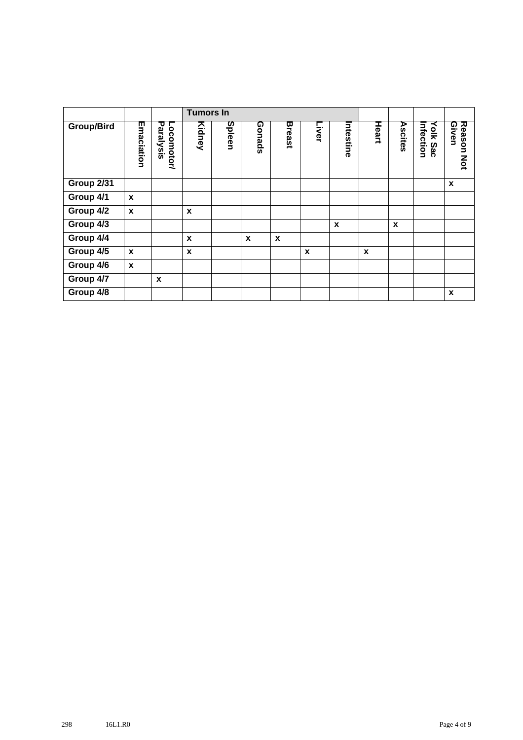| | | | Tumors In | | | | | | | | | |
|---|---|---|---|---|---|---|---|---|---|---|---|---|
| **Group/Bird** | **Emaciation** | **Locomotor/ Paralysis** | **Kidney** | **Spleen** | **Gonads** | **Breast** | **Liver** | **Intestine** | **Heart** | **Ascites** | **Yolk Sac Infection** | **Reason Not Given** |
| **Group 2/31** | | | | | | | | | | | | x |
| **Group 4/1** | x | | | | | | | | | | | |
| **Group 4/2** | x | | x | | | | | | | | | |
| **Group 4/3** | | | | | | | | x | | x | | |
| **Group 4/4** | | | x | | x | x | | | | | | |
| **Group 4/5** | x | | x | | | | x | | x | | | |
| **Group 4/6** | x | | | | | | | | | | | |
| **Group 4/7** | | x | | | | | | | | | | |
| **Group 4/8** | | | | | | | | | | | | x |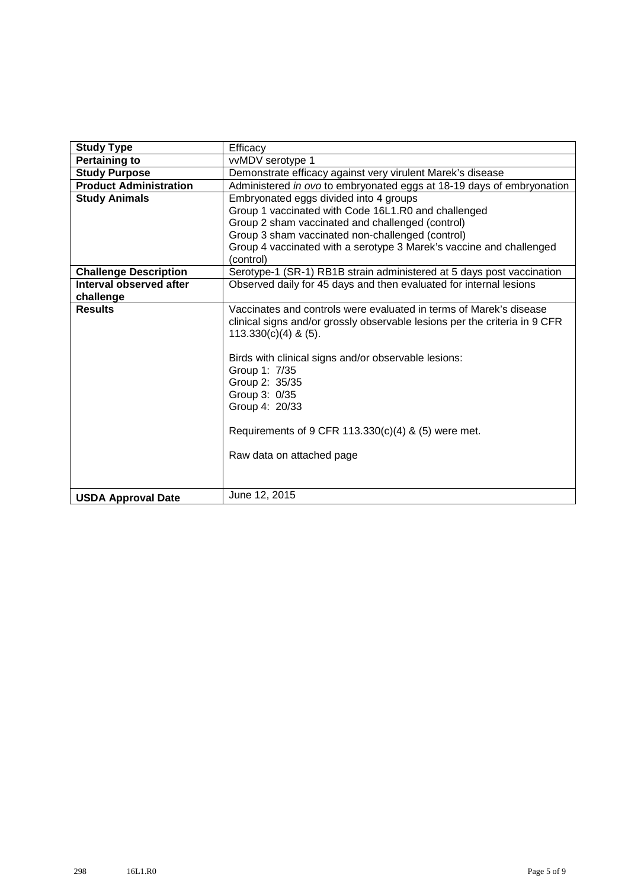| **Study Type** | Efficacy |
| --- | --- |
| **Pertaining to** | vvMDV serotype 1 |
| **Study Purpose** | Demonstrate efficacy against very virulent Marek's disease |
| **Product Administration** | Administered *in ovo* to embryonated eggs at 18-19 days of embryonation |
| **Study Animals** | Embryonated eggs divided into 4 groups<br>Group 1 vaccinated with Code 16L1.R0 and challenged<br>Group 2 sham vaccinated and challenged (control)<br>Group 3 sham vaccinated non-challenged (control)<br>Group 4 vaccinated with a serotype 3 Marek's vaccine and challenged (control) |
| **Challenge Description** | Serotype-1 (SR-1) RB1B strain administered at 5 days post vaccination |
| **Interval observed after challenge** | Observed daily for 45 days and then evaluated for internal lesions |
| **Results** | Vaccinates and controls were evaluated in terms of Marek's disease clinical signs and/or grossly observable lesions per the criteria in 9 CFR 113.330(c)(4) & (5).<br><br>Birds with clinical signs and/or observable lesions:<br>Group 1: 7/35<br>Group 2: 35/35<br>Group 3: 0/35<br>Group 4: 20/33<br><br>Requirements of 9 CFR 113.330(c)(4) & (5) were met.<br><br>Raw data on attached page |
| **USDA Approval Date** | June 12, 2015 |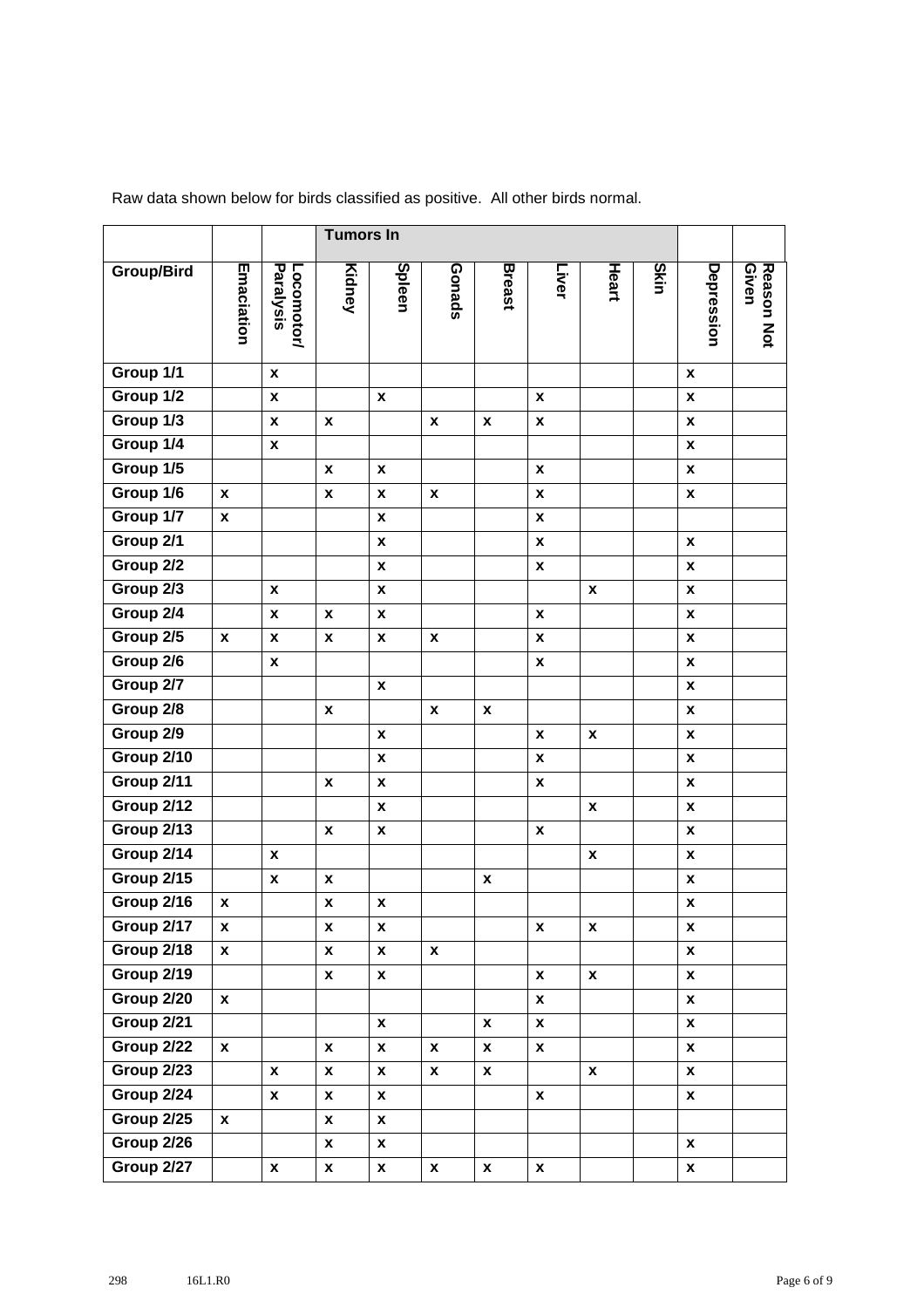Raw data shown below for birds classified as positive. All other birds normal.

| | | | Tumors In | | | | | | | | | |
|---|---|---|---|---|---|---|---|---|---|---|---|---|
| Group/Bird | Emaciation | Locomotor/ Paralysis | Kidney | Spleen | Gonads | Breast | Liver | Heart | Skin | Depression | Reason Not Given |
| Group 1/1 | | x | | | | | | | | x | |
| Group 1/2 | | x | | x | | | x | | | x | |
| Group 1/3 | | x | x | | x | x | x | | | x | |
| Group 1/4 | | x | | | | | | | | x | |
| Group 1/5 | | | x | x | | | x | | | x | |
| Group 1/6 | x | | x | x | x | | x | | | x | |
| Group 1/7 | x | | | x | | | x | | | | |
| Group 2/1 | | | | x | | | x | | | x | |
| Group 2/2 | | | | x | | | x | | | x | |
| Group 2/3 | | x | | x | | | | x | | x | |
| Group 2/4 | | x | x | x | | | x | | | x | |
| Group 2/5 | x | x | x | x | x | | x | | | x | |
| Group 2/6 | | x | | | | | x | | | x | |
| Group 2/7 | | | | x | | | | | | x | |
| Group 2/8 | | | x | | x | x | | | | x | |
| Group 2/9 | | | | x | | | x | x | | x | |
| Group 2/10 | | | | x | | | x | | | x | |
| Group 2/11 | | | x | x | | | x | | | x | |
| Group 2/12 | | | | x | | | | x | | x | |
| Group 2/13 | | | x | x | | | x | | | x | |
| Group 2/14 | | x | | | | | | x | | x | |
| Group 2/15 | | x | x | | | x | | | | x | |
| Group 2/16 | x | | x | x | | | | | | x | |
| Group 2/17 | x | | x | x | | | x | x | | x | |
| Group 2/18 | x | | x | x | x | | | | | x | |
| Group 2/19 | | | x | x | | | x | x | | x | |
| Group 2/20 | x | | | | | | x | | | x | |
| Group 2/21 | | | | x | | x | x | | | x | |
| Group 2/22 | x | | x | x | x | x | x | | | x | |
| Group 2/23 | | x | x | x | x | x | | x | | x | |
| Group 2/24 | | x | x | x | | | x | | | x | |
| Group 2/25 | x | | x | x | | | | | | | |
| Group 2/26 | | | x | x | | | | | | x | |
| Group 2/27 | | x | x | x | x | x | x | | | x | |

298 16L1.R0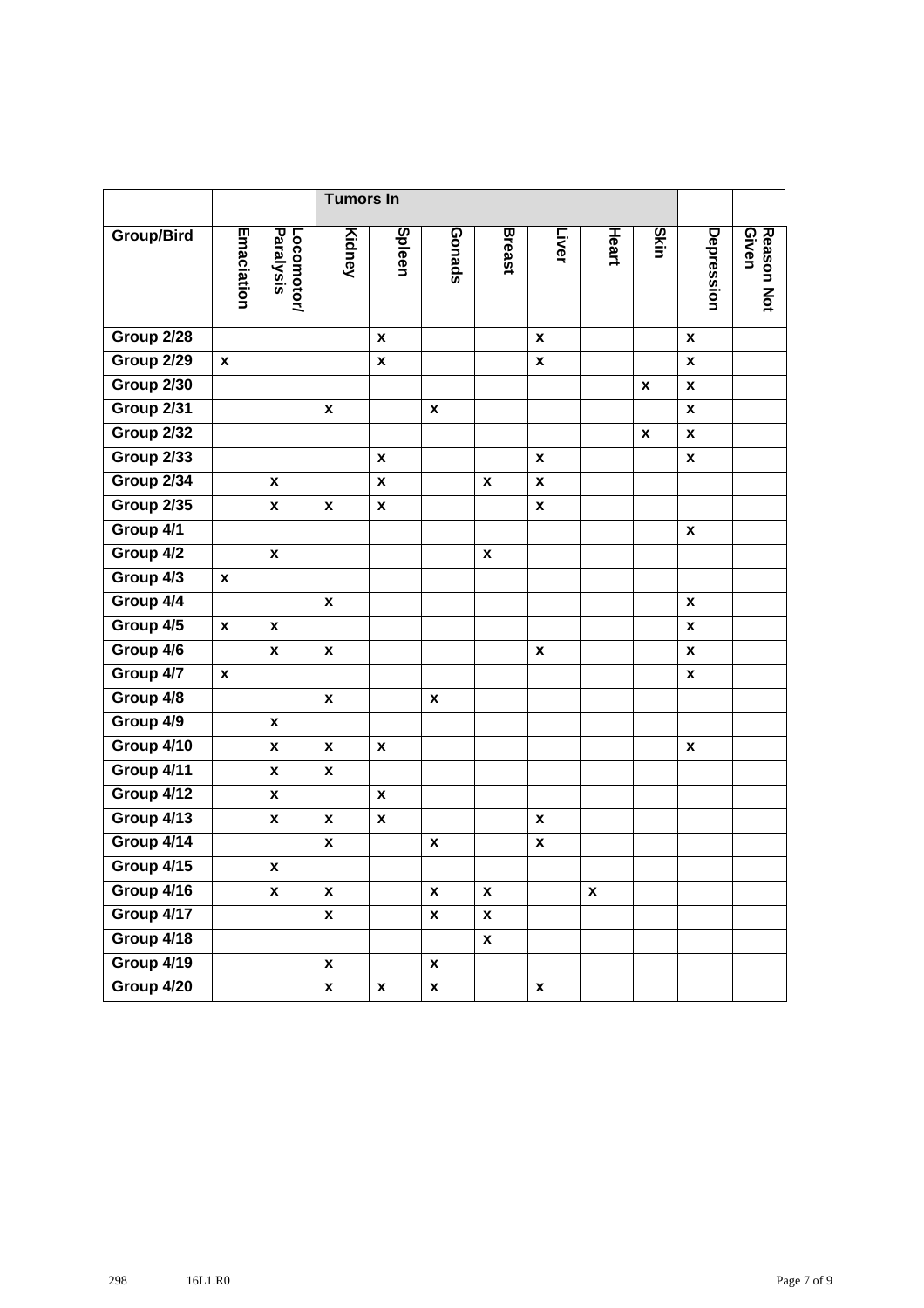| | | | Tumors In | | | | | | | | |
|---|---|---|---|---|---|---|---|---|---|---|---|
| Group/Bird | Emaciation | Locomotor/ Paralysis | Kidney | Spleen | Gonads | Breast | Liver | Heart | Skin | Depression | Reason Not Given |
| Group 2/28 | | | | x | | | x | | | x | |
| Group 2/29 | x | | | x | | | x | | | x | |
| Group 2/30 | | | | | | | | | x | x | |
| Group 2/31 | | | x | | x | | | | | x | |
| Group 2/32 | | | | | | | | | x | x | |
| Group 2/33 | | | | x | | | x | | | x | |
| Group 2/34 | | x | | x | | x | x | | | | |
| Group 2/35 | | x | x | x | | | x | | | | |
| Group 4/1 | | | | | | | | | | x | |
| Group 4/2 | | x | | | | x | | | | | |
| Group 4/3 | x | | | | | | | | | | |
| Group 4/4 | | | x | | | | | | | x | |
| Group 4/5 | x | x | | | | | | | | x | |
| Group 4/6 | | x | x | | | | x | | | x | |
| Group 4/7 | x | | | | | | | | | x | |
| Group 4/8 | | | x | | x | | | | | | |
| Group 4/9 | | x | | | | | | | | | |
| Group 4/10 | | x | x | x | | | | | | x | |
| Group 4/11 | | x | x | | | | | | | | |
| Group 4/12 | | x | | x | | | | | | | |
| Group 4/13 | | x | x | x | | | x | | | | |
| Group 4/14 | | | x | | x | | x | | | | |
| Group 4/15 | | x | | | | | | | | | |
| Group 4/16 | | x | x | | x | x | | x | | | |
| Group 4/17 | | | x | | x | x | | | | | |
| Group 4/18 | | | | | | x | | | | | |
| Group 4/19 | | | x | | x | | | | | | |
| Group 4/20 | | | x | x | x | | x | | | | |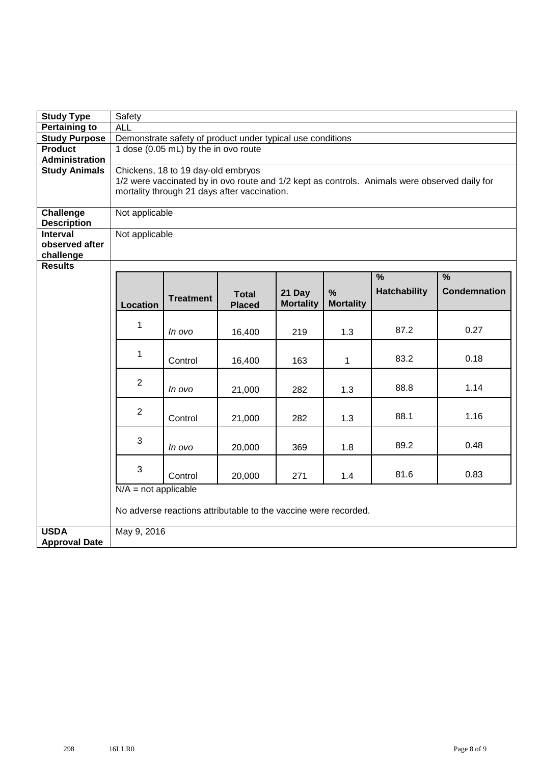| | |
|---|---|
| **Study Type** | Safety |
| **Pertaining to** | ALL |
| **Study Purpose** | Demonstrate safety of product under typical use conditions |
| **Product Administration** | 1 dose (0.05 mL) by the in ovo route |
| **Study Animals** | Chickens, 18 to 19 day-old embryos<br>1/2 were vaccinated by in ovo route and 1/2 kept as controls. Animals were observed daily for mortality through 21 days after vaccination. |
| **Challenge Description** | Not applicable |
| **Interval observed after challenge** | Not applicable |
| **Results** | (see table below) |

| Location | Treatment | Total Placed | 21 Day Mortality | % Mortality | % Hatchability | % Condemnation |
|---|---|---|---|---|---|---|
| 1 | *In ovo* | 16,400 | 219 | 1.3 | 87.2 | 0.27 |
| 1 | Control | 16,400 | 163 | 1 | 83.2 | 0.18 |
| 2 | *In ovo* | 21,000 | 282 | 1.3 | 88.8 | 1.14 |
| 2 | Control | 21,000 | 282 | 1.3 | 88.1 | 1.16 |
| 3 | *In ovo* | 20,000 | 369 | 1.8 | 89.2 | 0.48 |
| 3 | Control | 20,000 | 271 | 1.4 | 81.6 | 0.83 |

N/A = not applicable

No adverse reactions attributable to the vaccine were recorded.

| | |
|---|---|
| **USDA Approval Date** | May 9, 2016 |

298 16L1.R0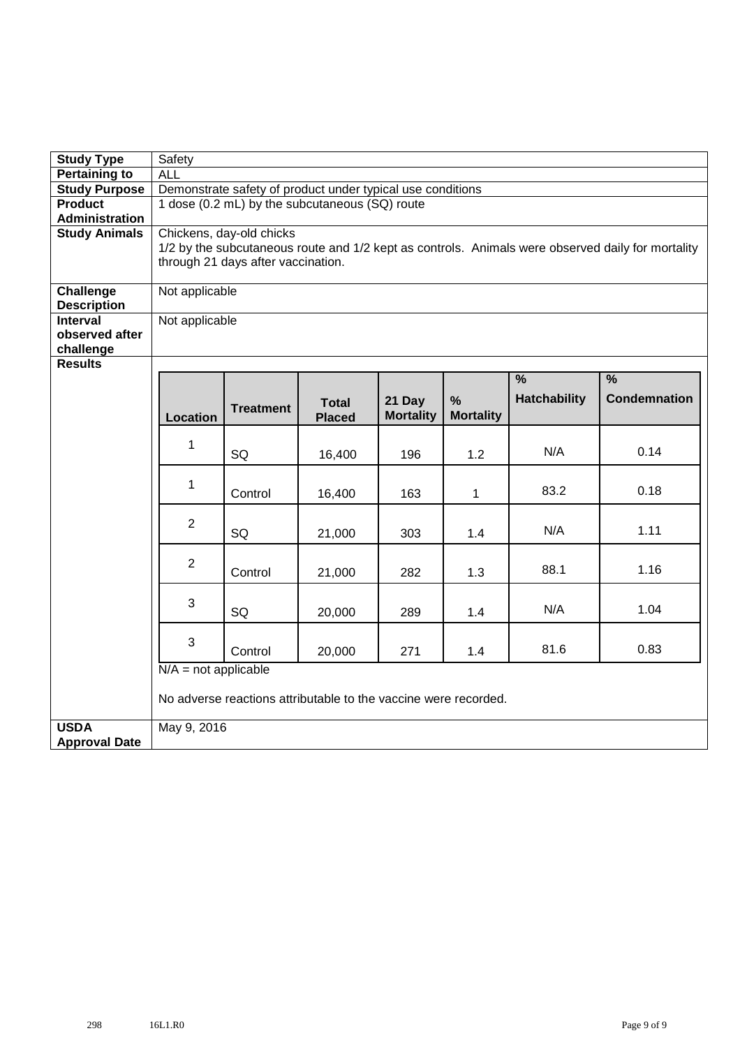| | |
|---|---|
| **Study Type** | Safety |
| **Pertaining to** | ALL |
| **Study Purpose** | Demonstrate safety of product under typical use conditions |
| **Product Administration** | 1 dose (0.2 mL) by the subcutaneous (SQ) route |
| **Study Animals** | Chickens, day-old chicks<br>1/2 by the subcutaneous route and 1/2 kept as controls. Animals were observed daily for mortality through 21 days after vaccination. |
| **Challenge Description** | Not applicable |
| **Interval observed after challenge** | Not applicable |
| **Results** | See table below |
| **USDA Approval Date** | May 9, 2016 |

**Results**

| Location | Treatment | Total Placed | 21 Day Mortality | % Mortality | % Hatchability | % Condemnation |
|---|---|---|---|---|---|---|
| 1 | SQ | 16,400 | 196 | 1.2 | N/A | 0.14 |
| 1 | Control | 16,400 | 163 | 1 | 83.2 | 0.18 |
| 2 | SQ | 21,000 | 303 | 1.4 | N/A | 1.11 |
| 2 | Control | 21,000 | 282 | 1.3 | 88.1 | 1.16 |
| 3 | SQ | 20,000 | 289 | 1.4 | N/A | 1.04 |
| 3 | Control | 20,000 | 271 | 1.4 | 81.6 | 0.83 |

N/A = not applicable

No adverse reactions attributable to the vaccine were recorded.

298 16L1.R0